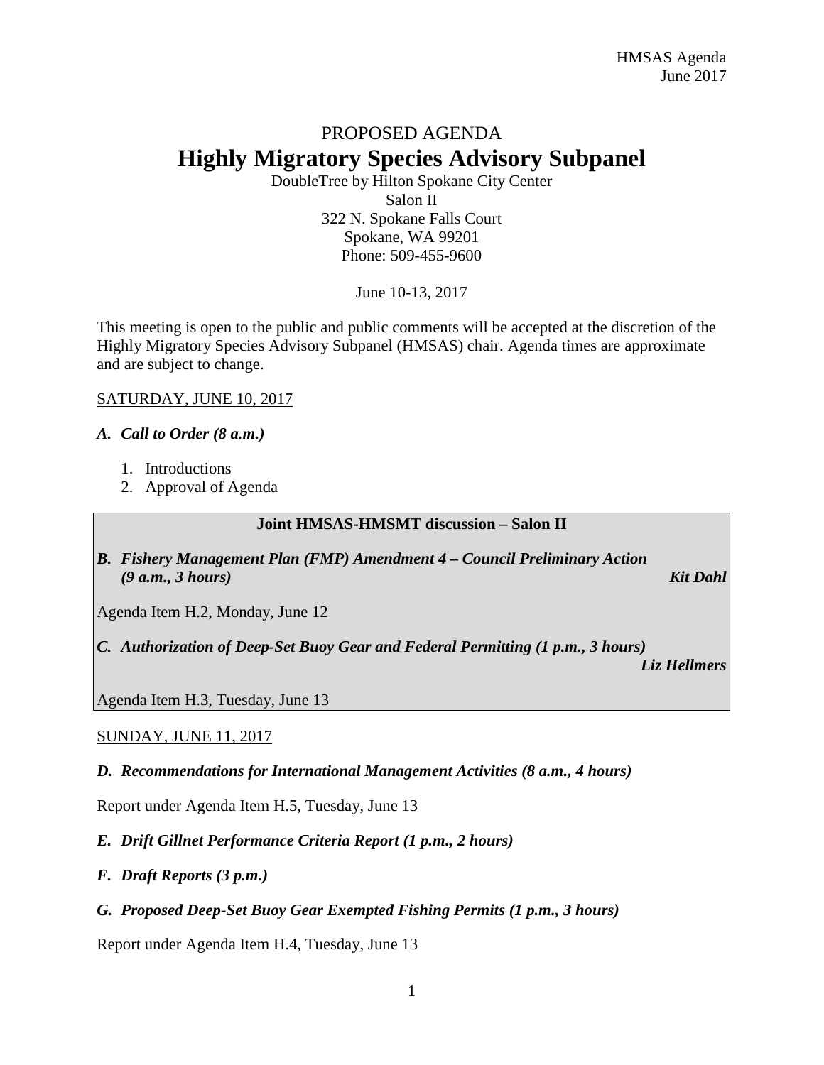PROPOSED AGENDA

# Highly Migratory Species Advisory Subpanel

DoubleTree by Hilton Spokane City Center
Salon II
322 N. Spokane Falls Court
Spokane, WA 99201
Phone: 509-455-9600

June 10-13, 2017

This meeting is open to the public and public comments will be accepted at the discretion of the Highly Migratory Species Advisory Subpanel (HMSAS) chair. Agenda times are approximate and are subject to change.

SATURDAY, JUNE 10, 2017

***A. Call to Order (8 a.m.)***

1. Introductions
2. Approval of Agenda

**Joint HMSAS-HMSMT discussion – Salon II**

***B. Fishery Management Plan (FMP) Amendment 4 – Council Preliminary Action (9 a.m., 3 hours)*** ***Kit Dahl***

Agenda Item H.2, Monday, June 12

***C. Authorization of Deep-Set Buoy Gear and Federal Permitting (1 p.m., 3 hours)*** ***Liz Hellmers***

Agenda Item H.3, Tuesday, June 13

SUNDAY, JUNE 11, 2017

***D. Recommendations for International Management Activities (8 a.m., 4 hours)***

Report under Agenda Item H.5, Tuesday, June 13

***E. Drift Gillnet Performance Criteria Report (1 p.m., 2 hours)***

***F. Draft Reports (3 p.m.)***

***G. Proposed Deep-Set Buoy Gear Exempted Fishing Permits (1 p.m., 3 hours)***

Report under Agenda Item H.4, Tuesday, June 13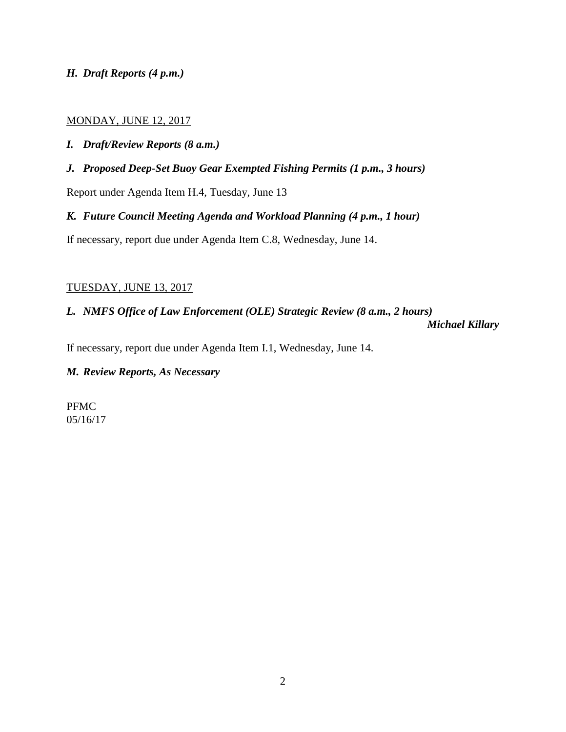***H. Draft Reports (4 p.m.)***

MONDAY, JUNE 12, 2017

***I. Draft/Review Reports (8 a.m.)***

***J. Proposed Deep-Set Buoy Gear Exempted Fishing Permits (1 p.m., 3 hours)***

Report under Agenda Item H.4, Tuesday, June 13

***K. Future Council Meeting Agenda and Workload Planning (4 p.m., 1 hour)***

If necessary, report due under Agenda Item C.8, Wednesday, June 14.

TUESDAY, JUNE 13, 2017

***L. NMFS Office of Law Enforcement (OLE) Strategic Review (8 a.m., 2 hours)***

***Michael Killary***

If necessary, report due under Agenda Item I.1, Wednesday, June 14.

***M. Review Reports, As Necessary***

PFMC
05/16/17